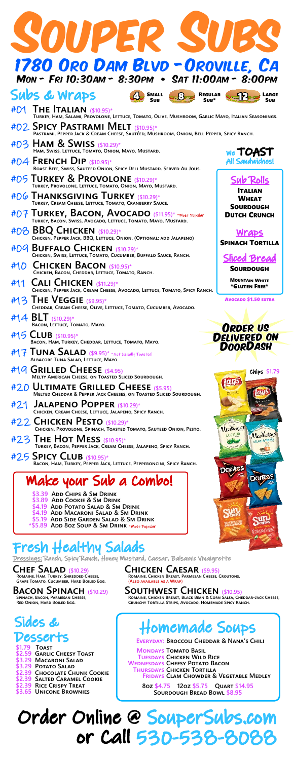# Souper Subs

## 1780 Oro Dam Blvd - Oroville, CA

**Mon - Fri 10:30am - 8:30pm • Sat 11:00am - 8:00pm**

## Subs & Wraps

4 Small Sub — 8 Regular Sub* — 12 Large Sub

**#01 The Italian** ($10.95)*
Turkey, Ham, Salami, Provolone, Lettuce, Tomato, Olive, Mushroom, Garlic Mayo, Italian Seasonings.

**#02 Spicy Pastrami Melt** ($10.95)*
Pastrami, Pepper Jack & Cream Cheese, Sautéed; Mushroom, Onion, Bell Pepper, Spicy Ranch.

**#03 Ham & Swiss** ($10.29)*
Ham, Swiss, Lettuce, Tomato, Onion, Mayo, Mustard.

**#04 French Dip** ($10.95)*
Roast Beef, Swiss, Sauteed Onion, Spicy Deli Mustard. Served Au Jous.

**#05 Turkey & Provolone** ($10.29)*
Turkey, Provolone, Lettuce, Tomato, Onion, Mayo, Mustard.

**#06 Thanksgiving Turkey** ($10.29)*
Turkey, Cream Cheese, Lettuce, Tomato, Cranberry Sauce.

**#07 Turkey, Bacon, Avocado** ($11.95)* -Most Popular
Turkey, Bacon, Swiss, Avocado, Lettuce, Tomato, Mayo, Mustard.

**#08 BBQ Chicken** ($10.29)*
Chicken, Pepper Jack, BBQ, Lettuce, Onion. (Optional: add Jalapeno)

**#09 Buffalo Chicken** ($10.29)*
Chicken, Swiss, Lettuce, Tomato, Cucumber, Buffalo Sauce, Ranch.

**#10 Chicken Bacon** ($10.95)*
Chicken, Bacon, Cheddar, Lettuce, Tomato, Ranch.

**#11 Cali Chicken** ($11.29)*
Chicken, Pepper Jack, Cream Cheese, Avocado, Lettuce, Tomato, Spicy Ranch.

**#13 The Veggie** ($9.95)*
Cheddar, Cream Cheese, Olive, Lettuce, Tomato, Cucumber, Avocado.

**#14 BLT** ($10.29)*
Bacon, Lettuce, Tomato, Mayo.

**#15 Club** ($10.95)*
Bacon, Ham, Turkey, Cheddar, Lettuce, Tomato, Mayo.

**#17 Tuna Salad** ($9.95)* -Not Usually Toasted
Albacore Tuna Salad, Lettuce, Mayo.

**#19 Grilled Cheese** ($4.95)
Melty American Cheese, on Toasted Sliced Sourdough.

**#20 Ultimate Grilled Cheese** ($5.95)
Melted Cheddar & Pepper Jack Cheeses, on Toasted Sliced Sourdough.

**#21 Jalapeno Popper** ($10.29)*
Chicken, Cream Cheese, Lettuce, Jalapeno, Spicy Ranch.

**#22 Chicken Pesto** ($10.29)*
Chicken, Provolone, Spinach, Toasted Tomato, Sauteed Onion, Pesto.

**#23 The Hot Mess** ($10.95)*
Turkey, Bacon, Pepper Jack, Cream Cheese, Jalapeno, Spicy Ranch.

**#25 Spicy Club** ($10.95)*
Bacon, Ham, Turkey, Pepper Jack, Lettuce, Pepperoncini, Spicy Ranch.

We **TOAST** All Sandwiches!

**Sub Rolls**
- Italian
- Wheat
- Sourdough
- Dutch Crunch

**Wraps**
- Spinach Tortilla

**Sliced Bread**
- Sourdough
- Mountain White
- *Gluten Free*

Avocado $1.50 extra

**Order us Delivered on DoorDash**

Chips $1.79

## Make your Sub a Combo!

- $3.39 Add Chips & Sm Drink
- $3.89 Add Cookie & Sm Drink
- $4.19 Add Potato Salad & Sm Drink
- $4.19 Add Macaroni Salad & Sm Drink
- $5.19 Add Side Garden Salad & Sm Drink
- *$5.89 Add 8oz Soup & Sm Drink -Most Popular

## Fresh Healthy Salads

Dressings: Ranch, Spicy Ranch, Honey Mustard, Caesar, Balsamic Vinaigrette

**Chef Salad** ($10.29)
Romaine, Ham, Turkey, Shredded Cheese, Grape Tomato, Cucumber, Hard Boiled Egg.

**Bacon Spinach** ($10.29)
Spinach, Bacon, Parmesan Cheese, Red Onion, Hard Boiled Egg.

**Chicken Caesar** ($9.95)
Romaine, Chicken Breast, Parmesan Cheese, Croutons. (Also available as a Wrap)

**Southwest Chicken** ($10.95)
Romaine, Chicken Breast, Black Bean & Corn Salsa, Cheddar-Jack Cheese, Crunchy Tortilla Strips, Avocado, Homemade Spicy Ranch.

## Sides & Desserts

- $1.79 Toast
- $2.59 Garlic Cheesy Toast
- $3.29 Macaroni Salad
- $3.29 Potato Salad
- $2.39 Chocolate Chunk Cookie
- $2.39 Salted Caramel Cookie
- $2.39 Rice Crispy Treat
- $3.65 Unicone Brownies

## Homemade Soups

**Everyday:** Broccoli Cheddar & Nana's Chili

- **Mondays** Tomato Basil
- **Tuesdays** Chicken Wild Rice
- **Wednesdays** Cheesy Potato Bacon
- **Thursdays** Chicken Tortilla
- **Fridays** Clam Chowder & Vegetable Medley

8oz $4.75 12oz $5.75 Quart $14.95
Sourdough Bread Bowl $8.95

## Order Online @ SouperSubs.com or Call 530-538-8088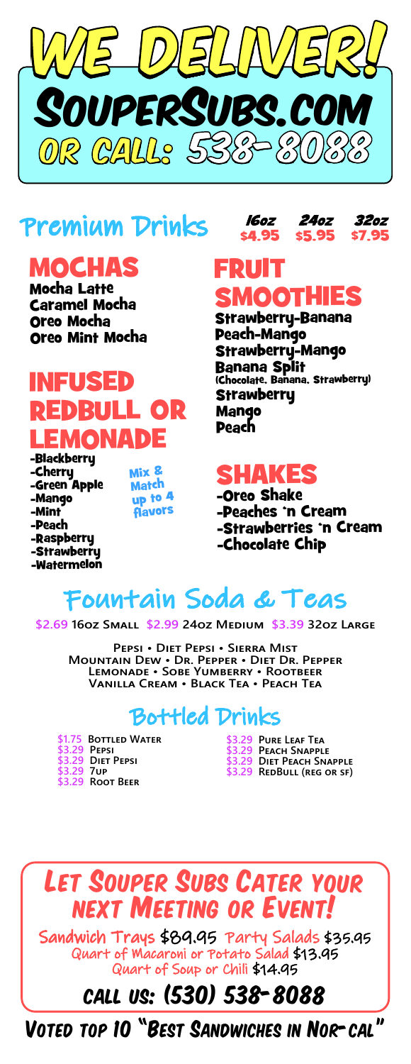# We Deliver!

## SouperSubs.com

## or call: 538-8088

# Premium Drinks

| 16oz | 24oz | 32oz |
|---|---|---|
| $4.95 | $5.95 | $7.95 |

## MOCHAS

- Mocha Latte
- Caramel Mocha
- Oreo Mocha
- Oreo Mint Mocha

## INFUSED REDBULL OR LEMONADE

-Blackberry
-Cherry
-Green Apple
-Mango
-Mint
-Peach
-Raspberry
-Strawberry
-Watermelon

Mix & Match up to 4 flavors

## FRUIT SMOOTHIES

- Strawberry-Banana
- Peach-Mango
- Strawberry-Mango
- Banana Split (Chocolate, Banana, Strawberry)
- Strawberry
- Mango
- Peach

## SHAKES

-Oreo Shake
-Peaches 'n Cream
-Strawberries 'n Cream
-Chocolate Chip

# Fountain Soda & Teas

$2.69 16oz Small $2.99 24oz Medium $3.39 32oz Large

Pepsi • Diet Pepsi • Sierra Mist
Mountain Dew • Dr. Pepper • Diet Dr. Pepper
Lemonade • Sobe Yumberry • Rootbeer
Vanilla Cream • Black Tea • Peach Tea

# Bottled Drinks

$1.75 Bottled Water
$3.29 Pepsi
$3.29 Diet Pepsi
$3.29 7up
$3.29 Root Beer
$3.29 Pure Leaf Tea
$3.29 Peach Snapple
$3.29 Diet Peach Snapple
$3.29 RedBull (reg or sf)

## Let Souper Subs Cater your next Meeting or Event!

Sandwich Trays $89.95 Party Salads $35.95
Quart of Macaroni or Potato Salad $13.95
Quart of Soup or Chili $14.95

## call us: (530) 538-8088

## Voted top 10 "Best Sandwiches in Nor-cal"